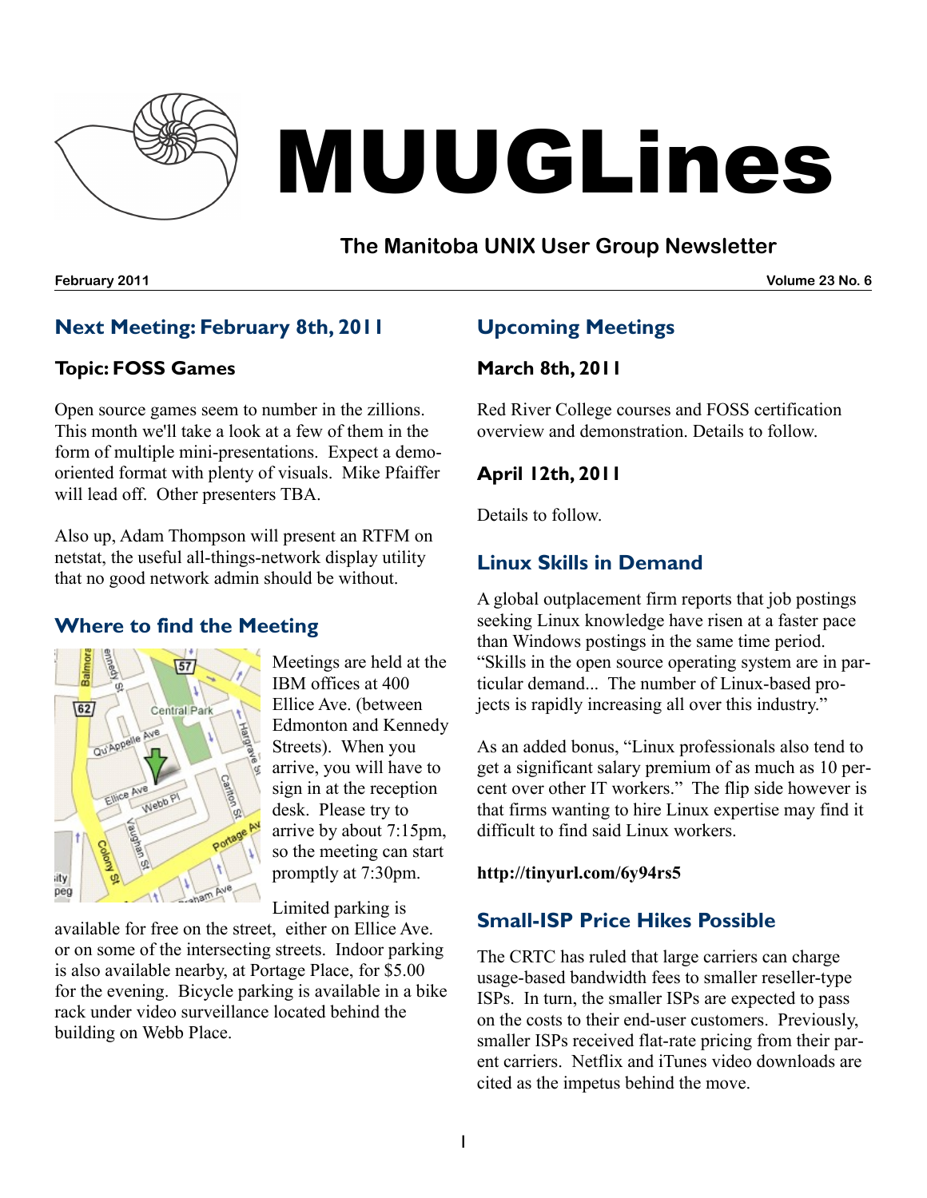# MUUGLines

## The Manitoba UNIX User Group Newsletter

**February 2011** **Volume 23 No. 6**

## Next Meeting: February 8th, 2011

### Topic: FOSS Games

Open source games seem to number in the zillions. This month we'll take a look at a few of them in the form of multiple mini-presentations. Expect a demo-oriented format with plenty of visuals. Mike Pfaiffer will lead off. Other presenters TBA.

Also up, Adam Thompson will present an RTFM on netstat, the useful all-things-network display utility that no good network admin should be without.

## Where to find the Meeting

Meetings are held at the IBM offices at 400 Ellice Ave. (between Edmonton and Kennedy Streets). When you arrive, you will have to sign in at the reception desk. Please try to arrive by about 7:15pm, so the meeting can start promptly at 7:30pm.

Limited parking is available for free on the street, either on Ellice Ave. or on some of the intersecting streets. Indoor parking is also available nearby, at Portage Place, for $5.00 for the evening. Bicycle parking is available in a bike rack under video surveillance located behind the building on Webb Place.

## Upcoming Meetings

### March 8th, 2011

Red River College courses and FOSS certification overview and demonstration. Details to follow.

### April 12th, 2011

Details to follow.

## Linux Skills in Demand

A global outplacement firm reports that job postings seeking Linux knowledge have risen at a faster pace than Windows postings in the same time period. "Skills in the open source operating system are in particular demand... The number of Linux-based projects is rapidly increasing all over this industry."

As an added bonus, "Linux professionals also tend to get a significant salary premium of as much as 10 percent over other IT workers." The flip side however is that firms wanting to hire Linux expertise may find it difficult to find said Linux workers.

**http://tinyurl.com/6y94rs5**

## Small-ISP Price Hikes Possible

The CRTC has ruled that large carriers can charge usage-based bandwidth fees to smaller reseller-type ISPs. In turn, the smaller ISPs are expected to pass on the costs to their end-user customers. Previously, smaller ISPs received flat-rate pricing from their parent carriers. Netflix and iTunes video downloads are cited as the impetus behind the move.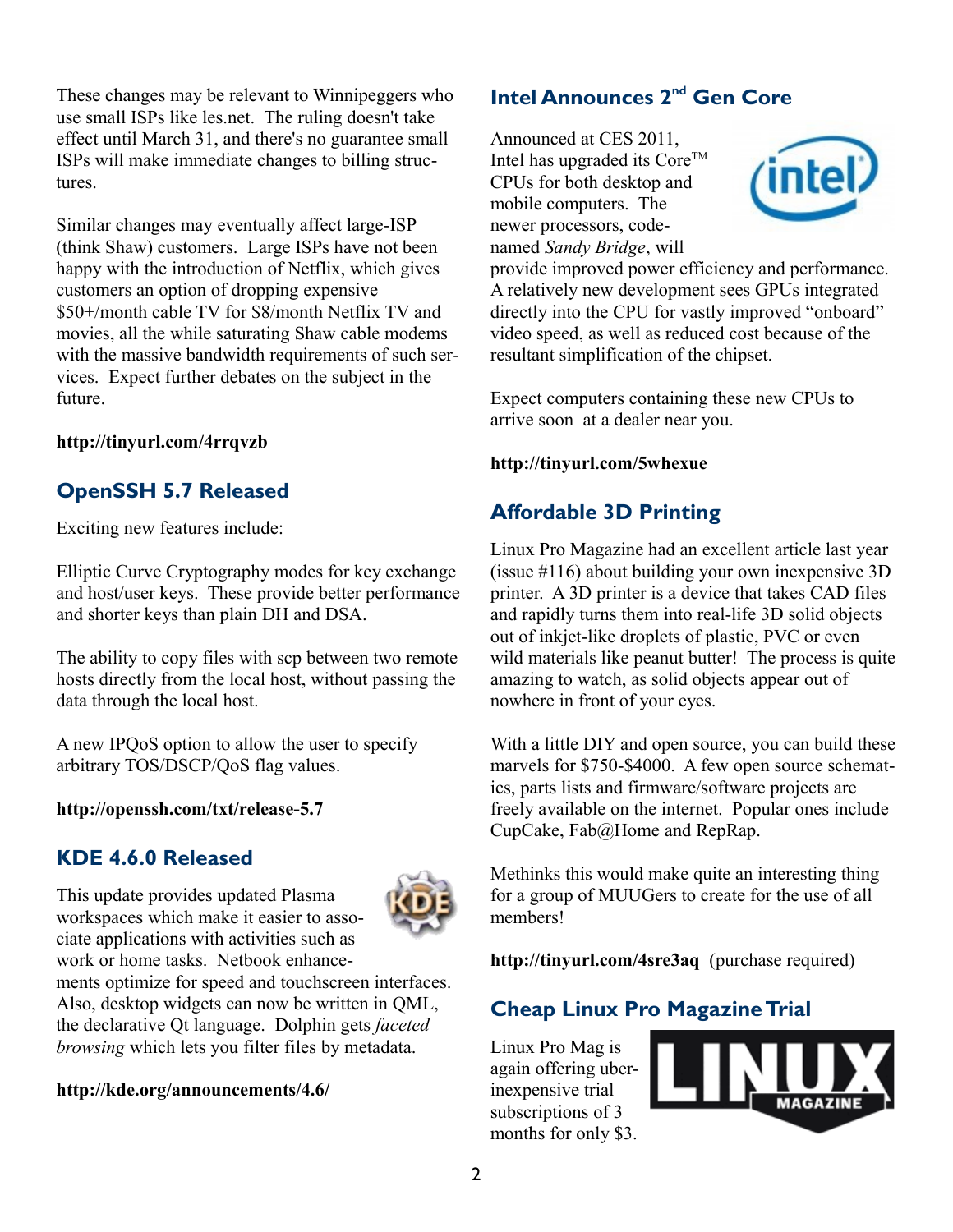These changes may be relevant to Winnipeggers who use small ISPs like les.net. The ruling doesn't take effect until March 31, and there's no guarantee small ISPs will make immediate changes to billing structures.

Similar changes may eventually affect large-ISP (think Shaw) customers. Large ISPs have not been happy with the introduction of Netflix, which gives customers an option of dropping expensive $50+/month cable TV for $8/month Netflix TV and movies, all the while saturating Shaw cable modems with the massive bandwidth requirements of such services. Expect further debates on the subject in the future.

**http://tinyurl.com/4rrqvzb**

## OpenSSH 5.7 Released

Exciting new features include:

Elliptic Curve Cryptography modes for key exchange and host/user keys. These provide better performance and shorter keys than plain DH and DSA.

The ability to copy files with scp between two remote hosts directly from the local host, without passing the data through the local host.

A new IPQoS option to allow the user to specify arbitrary TOS/DSCP/QoS flag values.

**http://openssh.com/txt/release-5.7**

## KDE 4.6.0 Released

This update provides updated Plasma workspaces which make it easier to associate applications with activities such as work or home tasks. Netbook enhancements optimize for speed and touchscreen interfaces. Also, desktop widgets can now be written in QML, the declarative Qt language. Dolphin gets *faceted browsing* which lets you filter files by metadata.

**http://kde.org/announcements/4.6/**

## Intel Announces 2nd Gen Core

Announced at CES 2011, Intel has upgraded its Core™ CPUs for both desktop and mobile computers. The newer processors, code-named *Sandy Bridge*, will provide improved power efficiency and performance. A relatively new development sees GPUs integrated directly into the CPU for vastly improved "onboard" video speed, as well as reduced cost because of the resultant simplification of the chipset.

Expect computers containing these new CPUs to arrive soon at a dealer near you.

**http://tinyurl.com/5whexue**

## Affordable 3D Printing

Linux Pro Magazine had an excellent article last year (issue #116) about building your own inexpensive 3D printer. A 3D printer is a device that takes CAD files and rapidly turns them into real-life 3D solid objects out of inkjet-like droplets of plastic, PVC or even wild materials like peanut butter! The process is quite amazing to watch, as solid objects appear out of nowhere in front of your eyes.

With a little DIY and open source, you can build these marvels for $750-$4000. A few open source schematics, parts lists and firmware/software projects are freely available on the internet. Popular ones include CupCake, Fab@Home and RepRap.

Methinks this would make quite an interesting thing for a group of MUUGers to create for the use of all members!

**http://tinyurl.com/4sre3aq** (purchase required)

## Cheap Linux Pro Magazine Trial

Linux Pro Mag is again offering uber-inexpensive trial subscriptions of 3 months for only $3.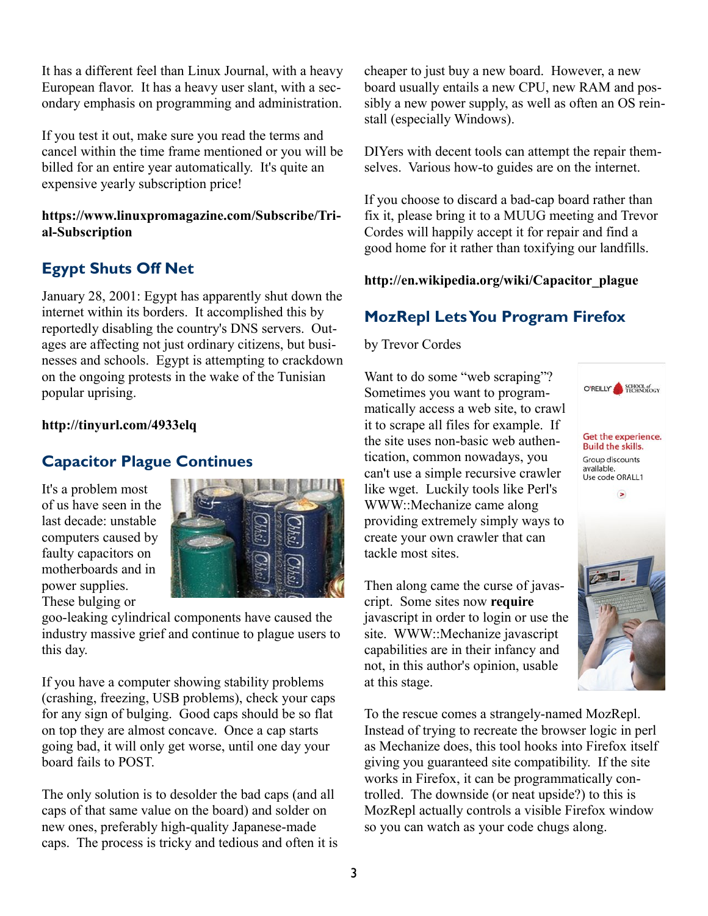It has a different feel than Linux Journal, with a heavy European flavor. It has a heavy user slant, with a secondary emphasis on programming and administration.

If you test it out, make sure you read the terms and cancel within the time frame mentioned or you will be billed for an entire year automatically. It's quite an expensive yearly subscription price!

**https://www.linuxpromagazine.com/Subscribe/Trial-Subscription**

## Egypt Shuts Off Net

January 28, 2001: Egypt has apparently shut down the internet within its borders. It accomplished this by reportedly disabling the country's DNS servers. Outages are affecting not just ordinary citizens, but businesses and schools. Egypt is attempting to crackdown on the ongoing protests in the wake of the Tunisian popular uprising.

**http://tinyurl.com/4933elq**

## Capacitor Plague Continues

It's a problem most of us have seen in the last decade: unstable computers caused by faulty capacitors on motherboards and in power supplies. These bulging or goo-leaking cylindrical components have caused the industry massive grief and continue to plague users to this day.

If you have a computer showing stability problems (crashing, freezing, USB problems), check your caps for any sign of bulging. Good caps should be so flat on top they are almost concave. Once a cap starts going bad, it will only get worse, until one day your board fails to POST.

The only solution is to desolder the bad caps (and all caps of that same value on the board) and solder on new ones, preferably high-quality Japanese-made caps. The process is tricky and tedious and often it is cheaper to just buy a new board. However, a new board usually entails a new CPU, new RAM and possibly a new power supply, as well as often an OS reinstall (especially Windows).

DIYers with decent tools can attempt the repair themselves. Various how-to guides are on the internet.

If you choose to discard a bad-cap board rather than fix it, please bring it to a MUUG meeting and Trevor Cordes will happily accept it for repair and find a good home for it rather than toxifying our landfills.

**http://en.wikipedia.org/wiki/Capacitor_plague**

## MozRepl Lets You Program Firefox

by Trevor Cordes

Want to do some "web scraping"? Sometimes you want to programmatically access a web site, to crawl it to scrape all files for example. If the site uses non-basic web authentication, common nowadays, you can't use a simple recursive crawler like wget. Luckily tools like Perl's WWW::Mechanize came along providing extremely simply ways to create your own crawler that can tackle most sites.

Then along came the curse of javascript. Some sites now **require** javascript in order to login or use the site. WWW::Mechanize javascript capabilities are in their infancy and not, in this author's opinion, usable at this stage.

To the rescue comes a strangely-named MozRepl. Instead of trying to recreate the browser logic in perl as Mechanize does, this tool hooks into Firefox itself giving you guaranteed site compatibility. If the site works in Firefox, it can be programmatically controlled. The downside (or neat upside?) to this is MozRepl actually controls a visible Firefox window so you can watch as your code chugs along.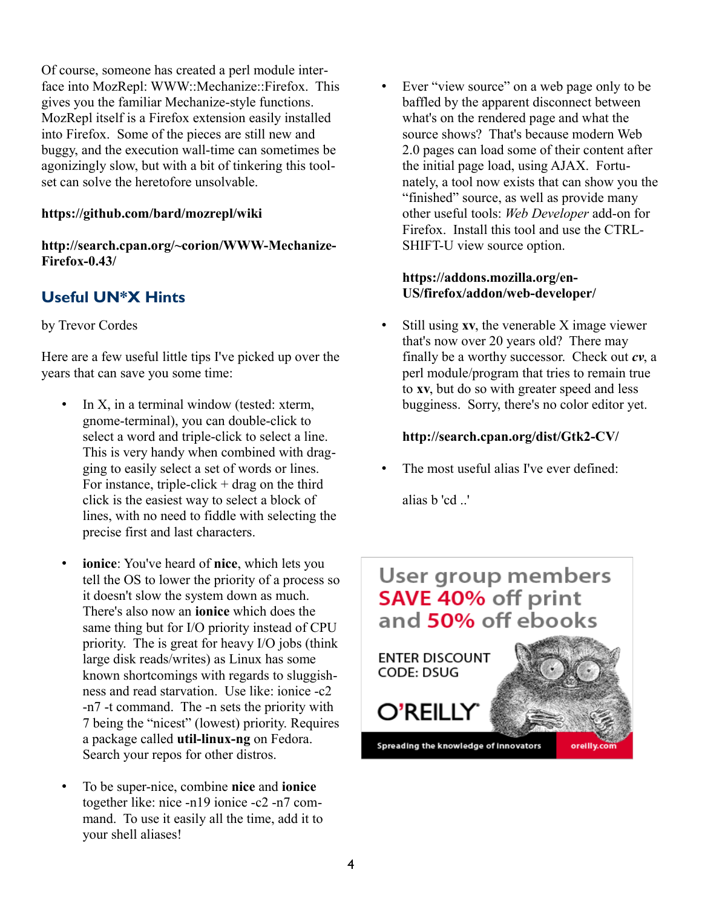Of course, someone has created a perl module interface into MozRepl: WWW::Mechanize::Firefox. This gives you the familiar Mechanize-style functions. MozRepl itself is a Firefox extension easily installed into Firefox. Some of the pieces are still new and buggy, and the execution wall-time can sometimes be agonizingly slow, but with a bit of tinkering this toolset can solve the heretofore unsolvable.

**https://github.com/bard/mozrepl/wiki**

**http://search.cpan.org/~corion/WWW-Mechanize-Firefox-0.43/**

## Useful UN*X Hints

by Trevor Cordes

Here are a few useful little tips I've picked up over the years that can save you some time:

- In X, in a terminal window (tested: xterm, gnome-terminal), you can double-click to select a word and triple-click to select a line. This is very handy when combined with dragging to easily select a set of words or lines. For instance, triple-click + drag on the third click is the easiest way to select a block of lines, with no need to fiddle with selecting the precise first and last characters.

- **ionice**: You've heard of **nice**, which lets you tell the OS to lower the priority of a process so it doesn't slow the system down as much. There's also now an **ionice** which does the same thing but for I/O priority instead of CPU priority. The is great for heavy I/O jobs (think large disk reads/writes) as Linux has some known shortcomings with regards to sluggishness and read starvation. Use like: ionice -c2 -n7 -t command. The -n sets the priority with 7 being the "nicest" (lowest) priority. Requires a package called **util-linux-ng** on Fedora. Search your repos for other distros.

- To be super-nice, combine **nice** and **ionice** together like: nice -n19 ionice -c2 -n7 command. To use it easily all the time, add it to your shell aliases!

- Ever "view source" on a web page only to be baffled by the apparent disconnect between what's on the rendered page and what the source shows? That's because modern Web 2.0 pages can load some of their content after the initial page load, using AJAX. Fortunately, a tool now exists that can show you the "finished" source, as well as provide many other useful tools: *Web Developer* add-on for Firefox. Install this tool and use the CTRL-SHIFT-U view source option.

  **https://addons.mozilla.org/en-US/firefox/addon/web-developer/**

- Still using **xv**, the venerable X image viewer that's now over 20 years old? There may finally be a worthy successor. Check out ***cv***, a perl module/program that tries to remain true to **xv**, but do so with greater speed and less bugginess. Sorry, there's no color editor yet.

  **http://search.cpan.org/dist/Gtk2-CV/**

- The most useful alias I've ever defined:

  alias b 'cd ..'

User group members **SAVE 40%** off print and **50%** off ebooks

ENTER DISCOUNT CODE: DSUG

O'REILLY

Spreading the knowledge of innovators

oreilly.com